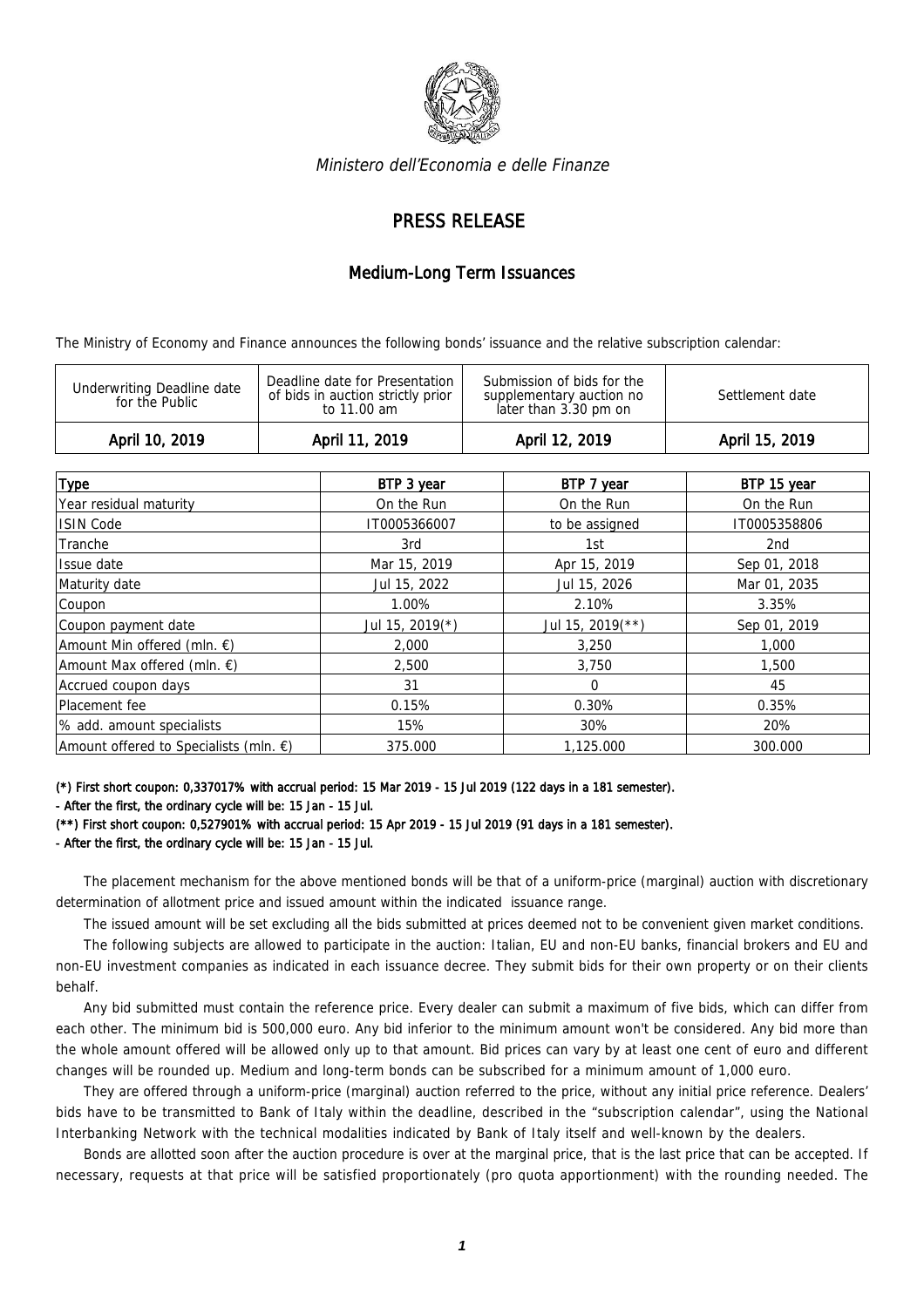*Ministero dell'Economia e delle Finanze*

# PRESS RELEASE

## Medium-Long Term Issuances

The Ministry of Economy and Finance announces the following bonds' issuance and the relative subscription calendar:

| Underwriting Deadline date for the Public | Deadline date for Presentation of bids in auction strictly prior to 11.00 am | Submission of bids for the supplementary auction no later than 3.30 pm on | Settlement date |
|---|---|---|---|
| April 10, 2019 | April 11, 2019 | April 12, 2019 | April 15, 2019 |

| Type | BTP 3 year | BTP 7 year | BTP 15 year |
|---|---|---|---|
| Year residual maturity | On the Run | On the Run | On the Run |
| ISIN Code | IT0005366007 | to be assigned | IT0005358806 |
| Tranche | 3rd | 1st | 2nd |
| Issue date | Mar 15, 2019 | Apr 15, 2019 | Sep 01, 2018 |
| Maturity date | Jul 15, 2022 | Jul 15, 2026 | Mar 01, 2035 |
| Coupon | 1.00% | 2.10% | 3.35% |
| Coupon payment date | Jul 15, 2019(*) | Jul 15, 2019(**) | Sep 01, 2019 |
| Amount Min offered (mln. €) | 2,000 | 3,250 | 1,000 |
| Amount Max offered (mln. €) | 2,500 | 3,750 | 1,500 |
| Accrued coupon days | 31 | 0 | 45 |
| Placement fee | 0.15% | 0.30% | 0.35% |
| % add. amount specialists | 15% | 30% | 20% |
| Amount offered to Specialists (mln. €) | 375.000 | 1,125.000 | 300.000 |

(*) First short coupon: 0,337017% with accrual period: 15 Mar 2019 - 15 Jul 2019 (122 days in a 181 semester).
- After the first, the ordinary cycle will be: 15 Jan - 15 Jul.
(**) First short coupon: 0,527901% with accrual period: 15 Apr 2019 - 15 Jul 2019 (91 days in a 181 semester).
- After the first, the ordinary cycle will be: 15 Jan - 15 Jul.

The placement mechanism for the above mentioned bonds will be that of a uniform-price (marginal) auction with discretionary determination of allotment price and issued amount within the indicated issuance range.

The issued amount will be set excluding all the bids submitted at prices deemed not to be convenient given market conditions.

The following subjects are allowed to participate in the auction: Italian, EU and non-EU banks, financial brokers and EU and non-EU investment companies as indicated in each issuance decree. They submit bids for their own property or on their clients behalf.

Any bid submitted must contain the reference price. Every dealer can submit a maximum of five bids, which can differ from each other. The minimum bid is 500,000 euro. Any bid inferior to the minimum amount won't be considered. Any bid more than the whole amount offered will be allowed only up to that amount. Bid prices can vary by at least one cent of euro and different changes will be rounded up. Medium and long-term bonds can be subscribed for a minimum amount of 1,000 euro.

They are offered through a uniform-price (marginal) auction referred to the price, without any initial price reference. Dealers' bids have to be transmitted to Bank of Italy within the deadline, described in the "subscription calendar", using the National Interbanking Network with the technical modalities indicated by Bank of Italy itself and well-known by the dealers.

Bonds are allotted soon after the auction procedure is over at the marginal price, that is the last price that can be accepted. If necessary, requests at that price will be satisfied proportionately (pro quota apportionment) with the rounding needed. The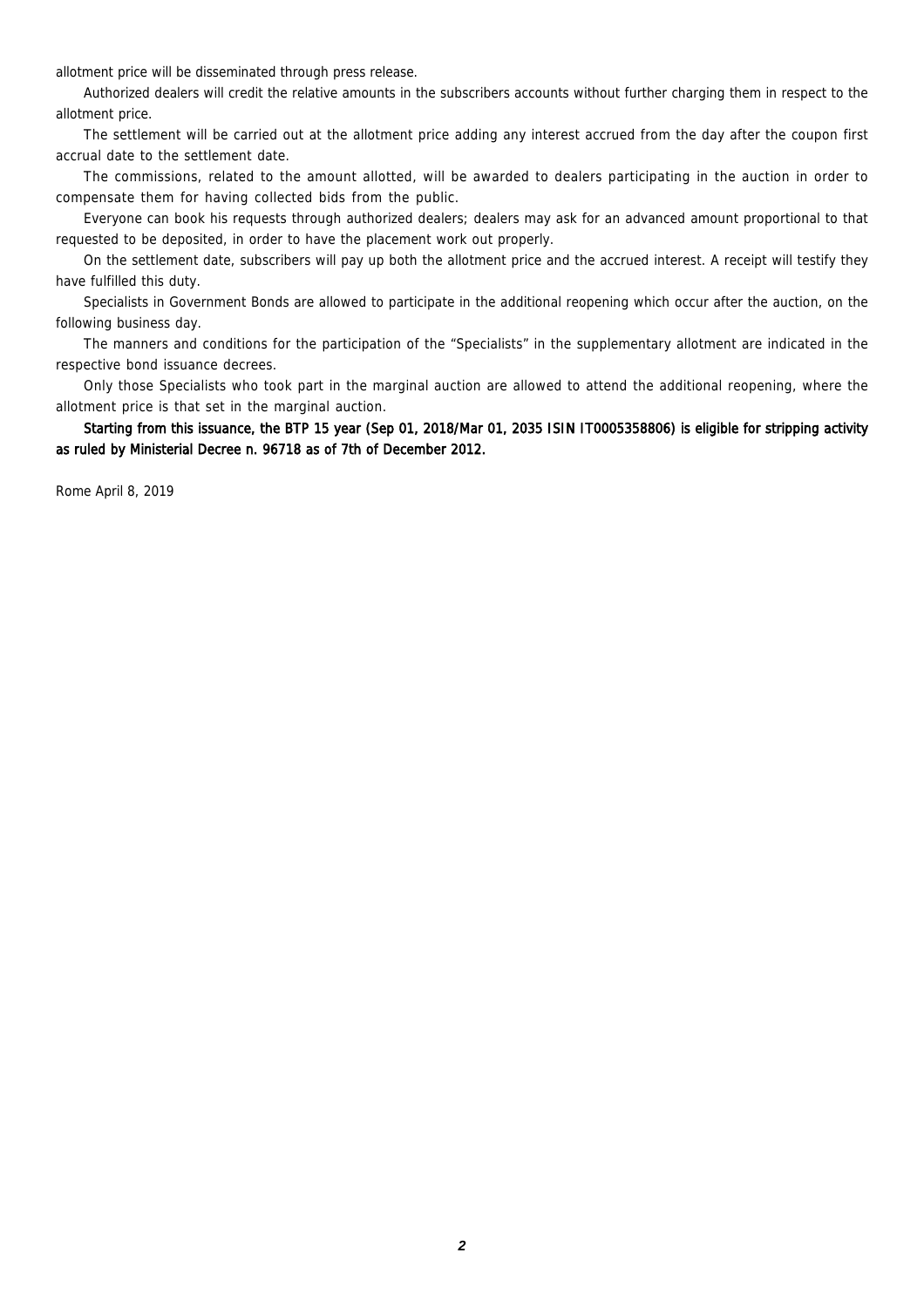allotment price will be disseminated through press release.

Authorized dealers will credit the relative amounts in the subscribers accounts without further charging them in respect to the allotment price.

The settlement will be carried out at the allotment price adding any interest accrued from the day after the coupon first accrual date to the settlement date.

The commissions, related to the amount allotted, will be awarded to dealers participating in the auction in order to compensate them for having collected bids from the public.

Everyone can book his requests through authorized dealers; dealers may ask for an advanced amount proportional to that requested to be deposited, in order to have the placement work out properly.

On the settlement date, subscribers will pay up both the allotment price and the accrued interest. A receipt will testify they have fulfilled this duty.

Specialists in Government Bonds are allowed to participate in the additional reopening which occur after the auction, on the following business day.

The manners and conditions for the participation of the "Specialists" in the supplementary allotment are indicated in the respective bond issuance decrees.

Only those Specialists who took part in the marginal auction are allowed to attend the additional reopening, where the allotment price is that set in the marginal auction.

**Starting from this issuance, the BTP 15 year (Sep 01, 2018/Mar 01, 2035 ISIN IT0005358806) is eligible for stripping activity as ruled by Ministerial Decree n. 96718 as of 7th of December 2012.**

Rome April 8, 2019